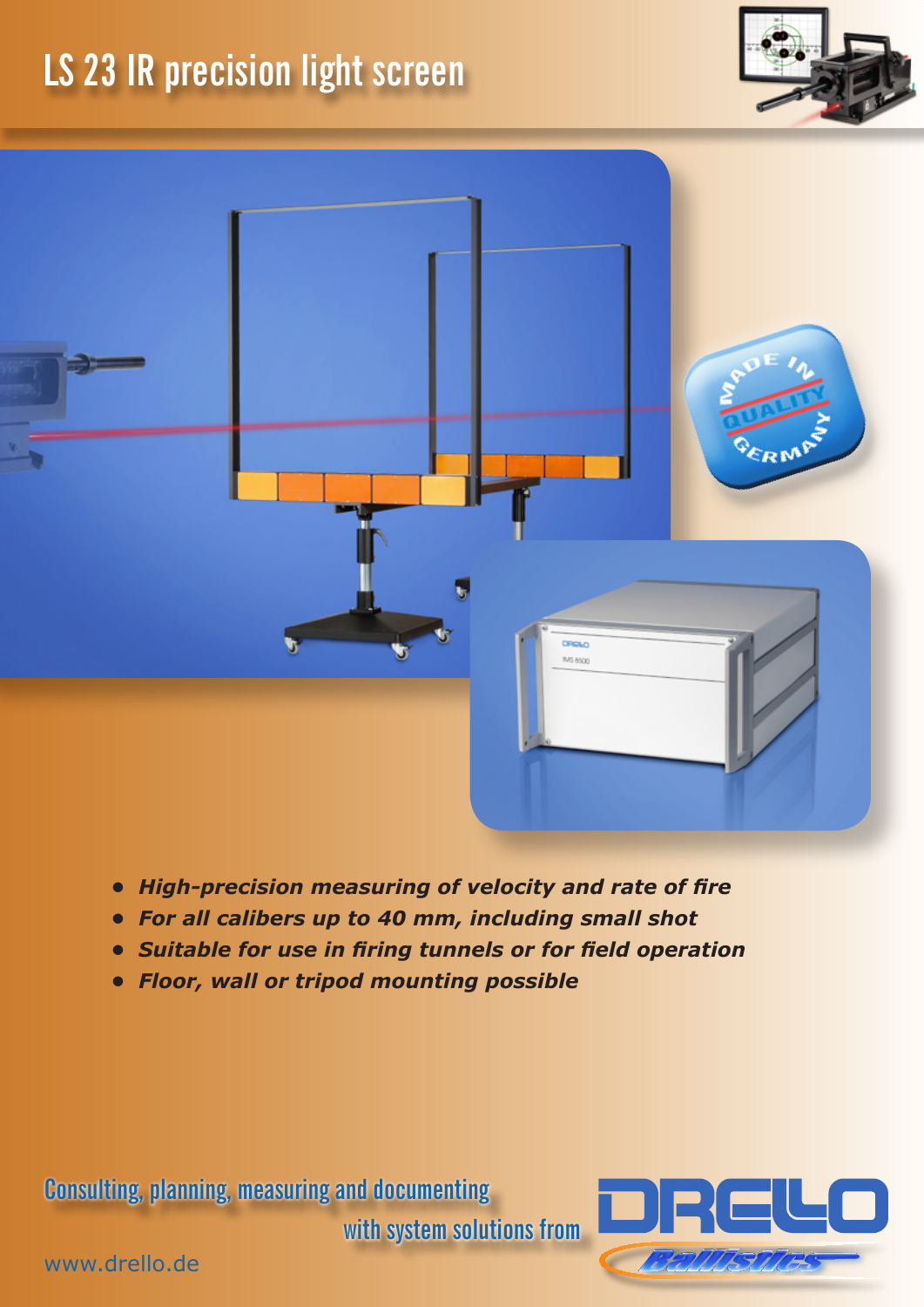# LS 23 IR precision light screen

- ***High-precision measuring of velocity and rate of fire***
- ***For all calibers up to 40 mm, including small shot***
- ***Suitable for use in firing tunnels or for field operation***
- ***Floor, wall or tripod mounting possible***

Consulting, planning, measuring and documenting with system solutions from

DRELLO Ballistics

www.drello.de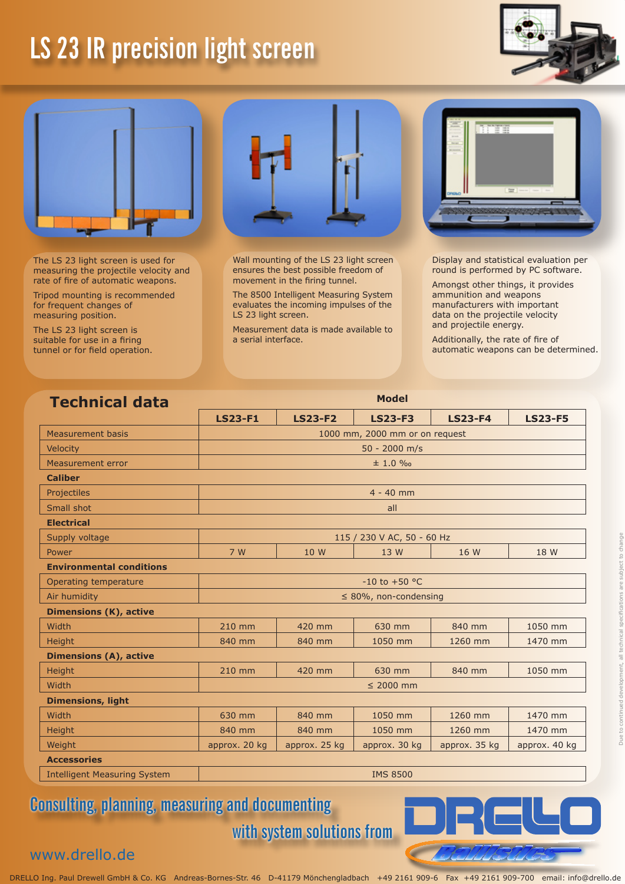# LS 23 IR precision light screen

The LS 23 light screen is used for measuring the projectile velocity and rate of fire of automatic weapons.

Tripod mounting is recommended for frequent changes of measuring position.

The LS 23 light screen is suitable for use in a firing tunnel or for field operation.

Wall mounting of the LS 23 light screen ensures the best possible freedom of movement in the firing tunnel.

The 8500 Intelligent Measuring System evaluates the incoming impulses of the LS 23 light screen.

Measurement data is made available to a serial interface.

Display and statistical evaluation per round is performed by PC software.

Amongst other things, it provides ammunition and weapons manufacturers with important data on the projectile velocity and projectile energy.

Additionally, the rate of fire of automatic weapons can be determined.

## Technical data

| | Model | | | | |
|---|---|---|---|---|---|
| | **LS23-F1** | **LS23-F2** | **LS23-F3** | **LS23-F4** | **LS23-F5** |
| Measurement basis | 1000 mm, 2000 mm or on request | | | | |
| Velocity | 50 - 2000 m/s | | | | |
| Measurement error | ± 1.0 ‰ | | | | |
| **Caliber** | | | | | |
| Projectiles | 4 - 40 mm | | | | |
| Small shot | all | | | | |
| **Electrical** | | | | | |
| Supply voltage | 115 / 230 V AC, 50 - 60 Hz | | | | |
| Power | 7 W | 10 W | 13 W | 16 W | 18 W |
| **Environmental conditions** | | | | | |
| Operating temperature | -10 to +50 °C | | | | |
| Air humidity | ≤ 80%, non-condensing | | | | |
| **Dimensions (K), active** | | | | | |
| Width | 210 mm | 420 mm | 630 mm | 840 mm | 1050 mm |
| Height | 840 mm | 840 mm | 1050 mm | 1260 mm | 1470 mm |
| **Dimensions (A), active** | | | | | |
| Height | 210 mm | 420 mm | 630 mm | 840 mm | 1050 mm |
| Width | ≤ 2000 mm | | | | |
| **Dimensions, light** | | | | | |
| Width | 630 mm | 840 mm | 1050 mm | 1260 mm | 1470 mm |
| Height | 840 mm | 840 mm | 1050 mm | 1260 mm | 1470 mm |
| Weight | approx. 20 kg | approx. 25 kg | approx. 30 kg | approx. 35 kg | approx. 40 kg |
| **Accessories** | | | | | |
| Intelligent Measuring System | IMS 8500 | | | | |

Due to continued development, all technical specifications are subject to change

Consulting, planning, measuring and documenting with system solutions from

DRELLO Ballistics

www.drello.de

DRELLO Ing. Paul Drewell GmbH & Co. KG Andreas-Bornes-Str. 46 D-41179 Mönchengladbach +49 2161 909-6 Fax +49 2161 909-700 email: info@drello.de